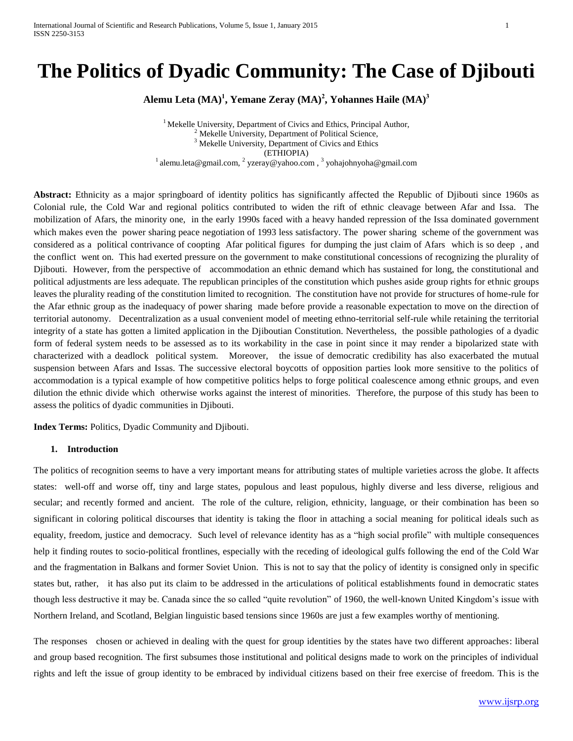# The Politics of Dyadic Community: The Case of Djibouti

**Alemu Leta (MA)[1], Yemane Zeray (MA)[2], Yohannes Haile (MA)[3]**

[1] Mekelle University, Department of Civics and Ethics, Principal Author,
[2] Mekelle University, Department of Political Science,
[3] Mekelle University, Department of Civics and Ethics
(ETHIOPIA)
[1] alemu.leta@gmail.com, [2] yzeray@yahoo.com , [3] yohajohnyoha@gmail.com

**Abstract:** Ethnicity as a major springboard of identity politics has significantly affected the Republic of Djibouti since 1960s as Colonial rule, the Cold War and regional politics contributed to widen the rift of ethnic cleavage between Afar and Issa. The mobilization of Afars, the minority one, in the early 1990s faced with a heavy handed repression of the Issa dominated government which makes even the power sharing peace negotiation of 1993 less satisfactory. The power sharing scheme of the government was considered as a political contrivance of coopting Afar political figures for dumping the just claim of Afars which is so deep , and the conflict went on. This had exerted pressure on the government to make constitutional concessions of recognizing the plurality of Djibouti. However, from the perspective of accommodation an ethnic demand which has sustained for long, the constitutional and political adjustments are less adequate. The republican principles of the constitution which pushes aside group rights for ethnic groups leaves the plurality reading of the constitution limited to recognition. The constitution have not provide for structures of home-rule for the Afar ethnic group as the inadequacy of power sharing made before provide a reasonable expectation to move on the direction of territorial autonomy. Decentralization as a usual convenient model of meeting ethno-territorial self-rule while retaining the territorial integrity of a state has gotten a limited application in the Djiboutian Constitution. Nevertheless, the possible pathologies of a dyadic form of federal system needs to be assessed as to its workability in the case in point since it may render a bipolarized state with characterized with a deadlock political system. Moreover, the issue of democratic credibility has also exacerbated the mutual suspension between Afars and Issas. The successive electoral boycotts of opposition parties look more sensitive to the politics of accommodation is a typical example of how competitive politics helps to forge political coalescence among ethnic groups, and even dilution the ethnic divide which otherwise works against the interest of minorities. Therefore, the purpose of this study has been to assess the politics of dyadic communities in Djibouti.

**Index Terms:** Politics, Dyadic Community and Djibouti.

## 1. Introduction

The politics of recognition seems to have a very important means for attributing states of multiple varieties across the globe. It affects states: well-off and worse off, tiny and large states, populous and least populous, highly diverse and less diverse, religious and secular; and recently formed and ancient. The role of the culture, religion, ethnicity, language, or their combination has been so significant in coloring political discourses that identity is taking the floor in attaching a social meaning for political ideals such as equality, freedom, justice and democracy. Such level of relevance identity has as a "high social profile" with multiple consequences help it finding routes to socio-political frontlines, especially with the receding of ideological gulfs following the end of the Cold War and the fragmentation in Balkans and former Soviet Union. This is not to say that the policy of identity is consigned only in specific states but, rather, it has also put its claim to be addressed in the articulations of political establishments found in democratic states though less destructive it may be. Canada since the so called "quite revolution" of 1960, the well-known United Kingdom's issue with Northern Ireland, and Scotland, Belgian linguistic based tensions since 1960s are just a few examples worthy of mentioning.

The responses chosen or achieved in dealing with the quest for group identities by the states have two different approaches: liberal and group based recognition. The first subsumes those institutional and political designs made to work on the principles of individual rights and left the issue of group identity to be embraced by individual citizens based on their free exercise of freedom. This is the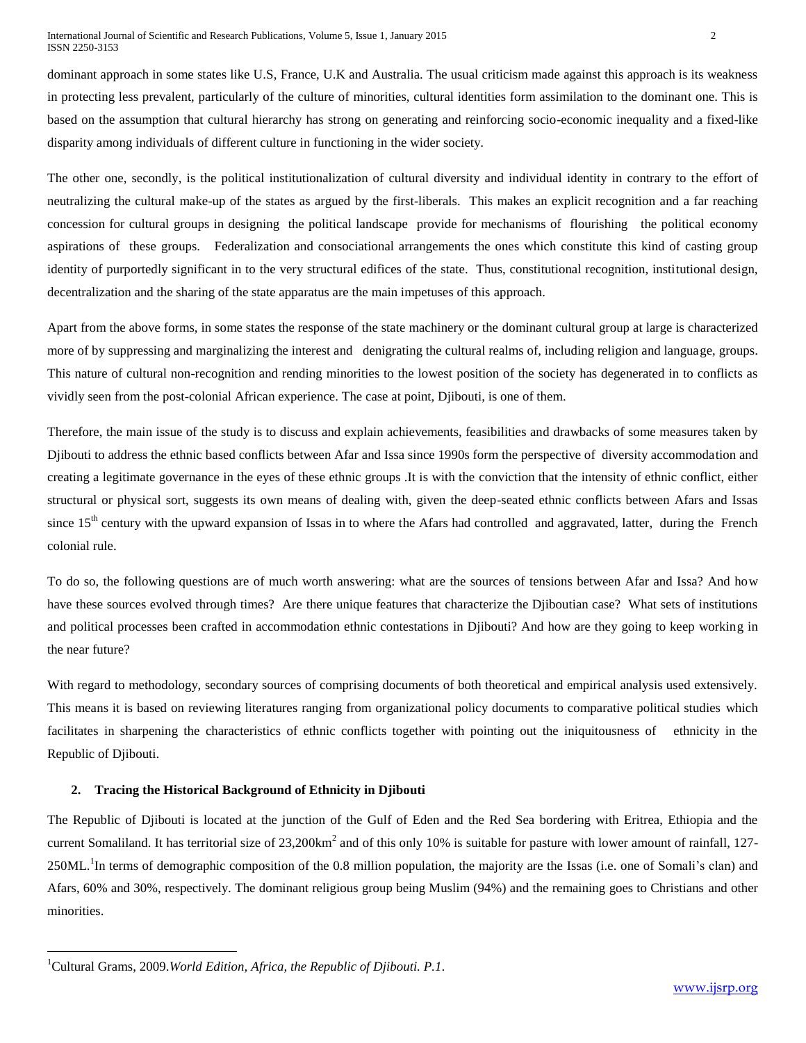dominant approach in some states like U.S, France, U.K and Australia. The usual criticism made against this approach is its weakness in protecting less prevalent, particularly of the culture of minorities, cultural identities form assimilation to the dominant one. This is based on the assumption that cultural hierarchy has strong on generating and reinforcing socio-economic inequality and a fixed-like disparity among individuals of different culture in functioning in the wider society.

The other one, secondly, is the political institutionalization of cultural diversity and individual identity in contrary to the effort of neutralizing the cultural make-up of the states as argued by the first-liberals. This makes an explicit recognition and a far reaching concession for cultural groups in designing the political landscape provide for mechanisms of flourishing the political economy aspirations of these groups. Federalization and consociational arrangements the ones which constitute this kind of casting group identity of purportedly significant in to the very structural edifices of the state. Thus, constitutional recognition, institutional design, decentralization and the sharing of the state apparatus are the main impetuses of this approach.

Apart from the above forms, in some states the response of the state machinery or the dominant cultural group at large is characterized more of by suppressing and marginalizing the interest and denigrating the cultural realms of, including religion and language, groups. This nature of cultural non-recognition and rending minorities to the lowest position of the society has degenerated in to conflicts as vividly seen from the post-colonial African experience. The case at point, Djibouti, is one of them.

Therefore, the main issue of the study is to discuss and explain achievements, feasibilities and drawbacks of some measures taken by Djibouti to address the ethnic based conflicts between Afar and Issa since 1990s form the perspective of diversity accommodation and creating a legitimate governance in the eyes of these ethnic groups .It is with the conviction that the intensity of ethnic conflict, either structural or physical sort, suggests its own means of dealing with, given the deep-seated ethnic conflicts between Afars and Issas since 15th century with the upward expansion of Issas in to where the Afars had controlled and aggravated, latter, during the French colonial rule.

To do so, the following questions are of much worth answering: what are the sources of tensions between Afar and Issa? And how have these sources evolved through times? Are there unique features that characterize the Djiboutian case? What sets of institutions and political processes been crafted in accommodation ethnic contestations in Djibouti? And how are they going to keep working in the near future?

With regard to methodology, secondary sources of comprising documents of both theoretical and empirical analysis used extensively. This means it is based on reviewing literatures ranging from organizational policy documents to comparative political studies which facilitates in sharpening the characteristics of ethnic conflicts together with pointing out the iniquitousness of ethnicity in the Republic of Djibouti.

## 2. Tracing the Historical Background of Ethnicity in Djibouti

The Republic of Djibouti is located at the junction of the Gulf of Eden and the Red Sea bordering with Eritrea, Ethiopia and the current Somaliland. It has territorial size of 23,200km$^2$ and of this only 10% is suitable for pasture with lower amount of rainfall, 127-250ML.[1]In terms of demographic composition of the 0.8 million population, the majority are the Issas (i.e. one of Somali's clan) and Afars, 60% and 30%, respectively. The dominant religious group being Muslim (94%) and the remaining goes to Christians and other minorities.

---

[1]Cultural Grams, 2009.*World Edition, Africa, the Republic of Djibouti. P.1*.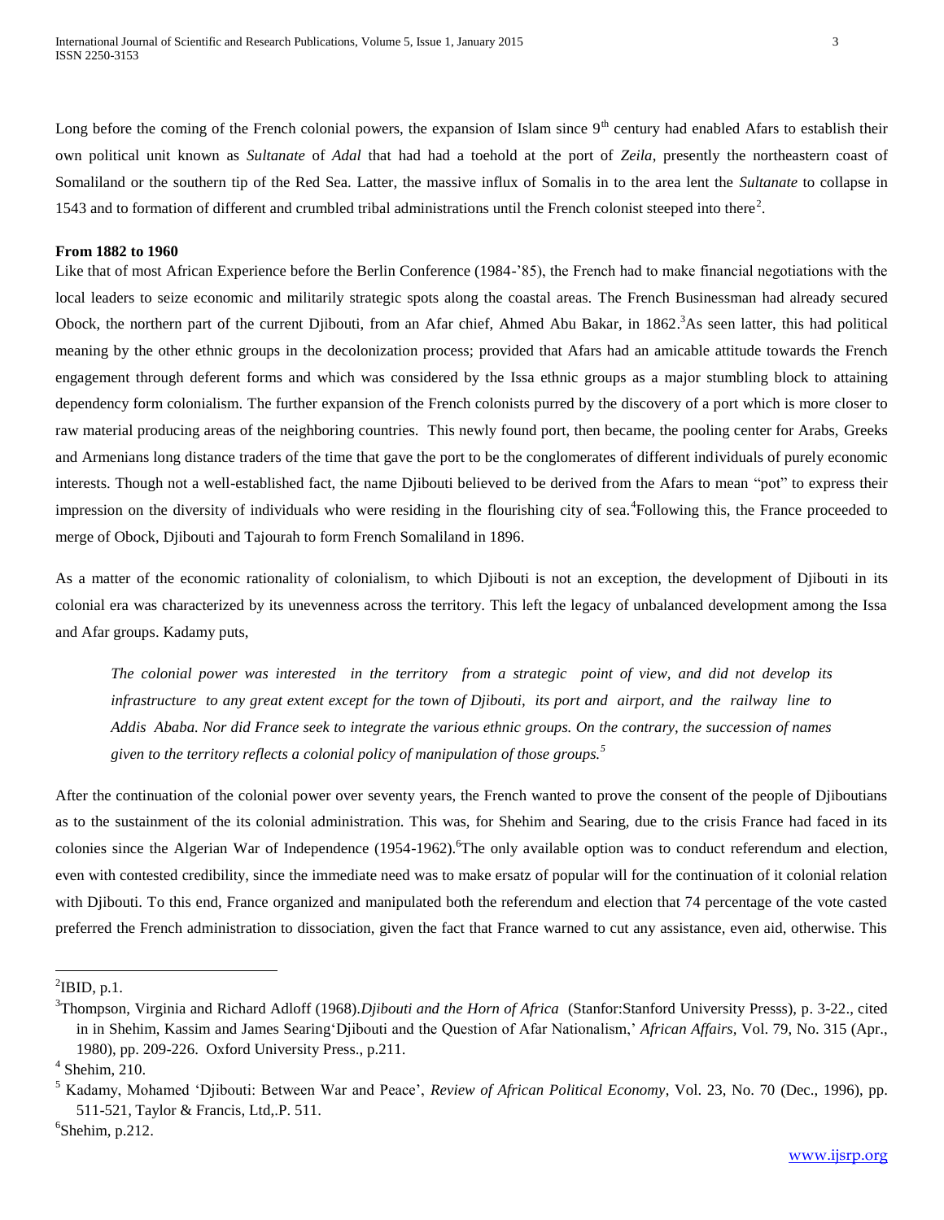Long before the coming of the French colonial powers, the expansion of Islam since 9th century had enabled Afars to establish their own political unit known as *Sultanate* of *Adal* that had had a toehold at the port of *Zeila,* presently the northeastern coast of Somaliland or the southern tip of the Red Sea. Latter, the massive influx of Somalis in to the area lent the *Sultanate* to collapse in 1543 and to formation of different and crumbled tribal administrations until the French colonist steeped into there[2].

**From 1882 to 1960**

Like that of most African Experience before the Berlin Conference (1984-'85), the French had to make financial negotiations with the local leaders to seize economic and militarily strategic spots along the coastal areas. The French Businessman had already secured Obock, the northern part of the current Djibouti, from an Afar chief, Ahmed Abu Bakar, in 1862.[3]As seen latter, this had political meaning by the other ethnic groups in the decolonization process; provided that Afars had an amicable attitude towards the French engagement through deferent forms and which was considered by the Issa ethnic groups as a major stumbling block to attaining dependency form colonialism. The further expansion of the French colonists purred by the discovery of a port which is more closer to raw material producing areas of the neighboring countries. This newly found port, then became, the pooling center for Arabs, Greeks and Armenians long distance traders of the time that gave the port to be the conglomerates of different individuals of purely economic interests. Though not a well-established fact, the name Djibouti believed to be derived from the Afars to mean "pot" to express their impression on the diversity of individuals who were residing in the flourishing city of sea.[4]Following this, the France proceeded to merge of Obock, Djibouti and Tajourah to form French Somaliland in 1896.

As a matter of the economic rationality of colonialism, to which Djibouti is not an exception, the development of Djibouti in its colonial era was characterized by its unevenness across the territory. This left the legacy of unbalanced development among the Issa and Afar groups. Kadamy puts,

> *The colonial power was interested in the territory from a strategic point of view, and did not develop its infrastructure to any great extent except for the town of Djibouti, its port and airport, and the railway line to Addis Ababa. Nor did France seek to integrate the various ethnic groups. On the contrary, the succession of names given to the territory reflects a colonial policy of manipulation of those groups.*[5]

After the continuation of the colonial power over seventy years, the French wanted to prove the consent of the people of Djiboutians as to the sustainment of the its colonial administration. This was, for Shehim and Searing, due to the crisis France had faced in its colonies since the Algerian War of Independence (1954-1962).[6]The only available option was to conduct referendum and election, even with contested credibility, since the immediate need was to make ersatz of popular will for the continuation of it colonial relation with Djibouti. To this end, France organized and manipulated both the referendum and election that 74 percentage of the vote casted preferred the French administration to dissociation, given the fact that France warned to cut any assistance, even aid, otherwise. This

---

[2]IBID, p.1.

[3]Thompson, Virginia and Richard Adloff (1968).*Djibouti and the Horn of Africa* (Stanfor:Stanford University Presss), p. 3-22., cited in in Shehim, Kassim and James Searing'Djibouti and the Question of Afar Nationalism,' *African Affairs*, Vol. 79, No. 315 (Apr., 1980), pp. 209-226. Oxford University Press., p.211.

[4] Shehim, 210.

[5] Kadamy, Mohamed 'Djibouti: Between War and Peace', *Review of African Political Economy*, Vol. 23, No. 70 (Dec., 1996), pp. 511-521, Taylor & Francis, Ltd,.P. 511.

[6]Shehim, p.212.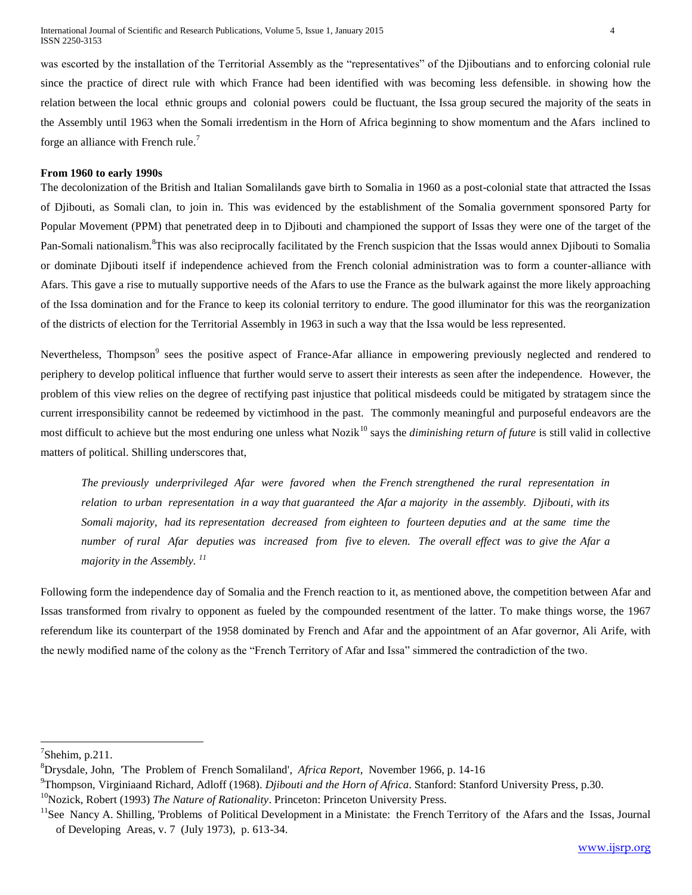was escorted by the installation of the Territorial Assembly as the "representatives" of the Djiboutians and to enforcing colonial rule since the practice of direct rule with which France had been identified with was becoming less defensible. in showing how the relation between the local ethnic groups and colonial powers could be fluctuant, the Issa group secured the majority of the seats in the Assembly until 1963 when the Somali irredentism in the Horn of Africa beginning to show momentum and the Afars inclined to forge an alliance with French rule.[7]

**From 1960 to early 1990s**

The decolonization of the British and Italian Somalilands gave birth to Somalia in 1960 as a post-colonial state that attracted the Issas of Djibouti, as Somali clan, to join in. This was evidenced by the establishment of the Somalia government sponsored Party for Popular Movement (PPM) that penetrated deep in to Djibouti and championed the support of Issas they were one of the target of the Pan-Somali nationalism.[8]This was also reciprocally facilitated by the French suspicion that the Issas would annex Djibouti to Somalia or dominate Djibouti itself if independence achieved from the French colonial administration was to form a counter-alliance with Afars. This gave a rise to mutually supportive needs of the Afars to use the France as the bulwark against the more likely approaching of the Issa domination and for the France to keep its colonial territory to endure. The good illuminator for this was the reorganization of the districts of election for the Territorial Assembly in 1963 in such a way that the Issa would be less represented.

Nevertheless, Thompson[9] sees the positive aspect of France-Afar alliance in empowering previously neglected and rendered to periphery to develop political influence that further would serve to assert their interests as seen after the independence. However, the problem of this view relies on the degree of rectifying past injustice that political misdeeds could be mitigated by stratagem since the current irresponsibility cannot be redeemed by victimhood in the past. The commonly meaningful and purposeful endeavors are the most difficult to achieve but the most enduring one unless what Nozik[10] says the *diminishing return of future* is still valid in collective matters of political. Shilling underscores that,

> *The previously underprivileged Afar were favored when the French strengthened the rural representation in relation to urban representation in a way that guaranteed the Afar a majority in the assembly. Djibouti, with its Somali majority, had its representation decreased from eighteen to fourteen deputies and at the same time the number of rural Afar deputies was increased from five to eleven. The overall effect was to give the Afar a majority in the Assembly.* [11]

Following form the independence day of Somalia and the French reaction to it, as mentioned above, the competition between Afar and Issas transformed from rivalry to opponent as fueled by the compounded resentment of the latter. To make things worse, the 1967 referendum like its counterpart of the 1958 dominated by French and Afar and the appointment of an Afar governor, Ali Arife, with the newly modified name of the colony as the "French Territory of Afar and Issa" simmered the contradiction of the two.

---

[7] Shehim, p.211.

[8] Drysdale, John, 'The Problem of French Somaliland', *Africa Report*, November 1966, p. 14-16

[9] Thompson, Virginiaand Richard, Adloff (1968). *Djibouti and the Horn of Africa*. Stanford: Stanford University Press, p.30.

[10] Nozick, Robert (1993) *The Nature of Rationality*. Princeton: Princeton University Press.

[11] See Nancy A. Shilling, 'Problems of Political Development in a Ministate: the French Territory of the Afars and the Issas, Journal of Developing Areas, v. 7 (July 1973), p. 613-34.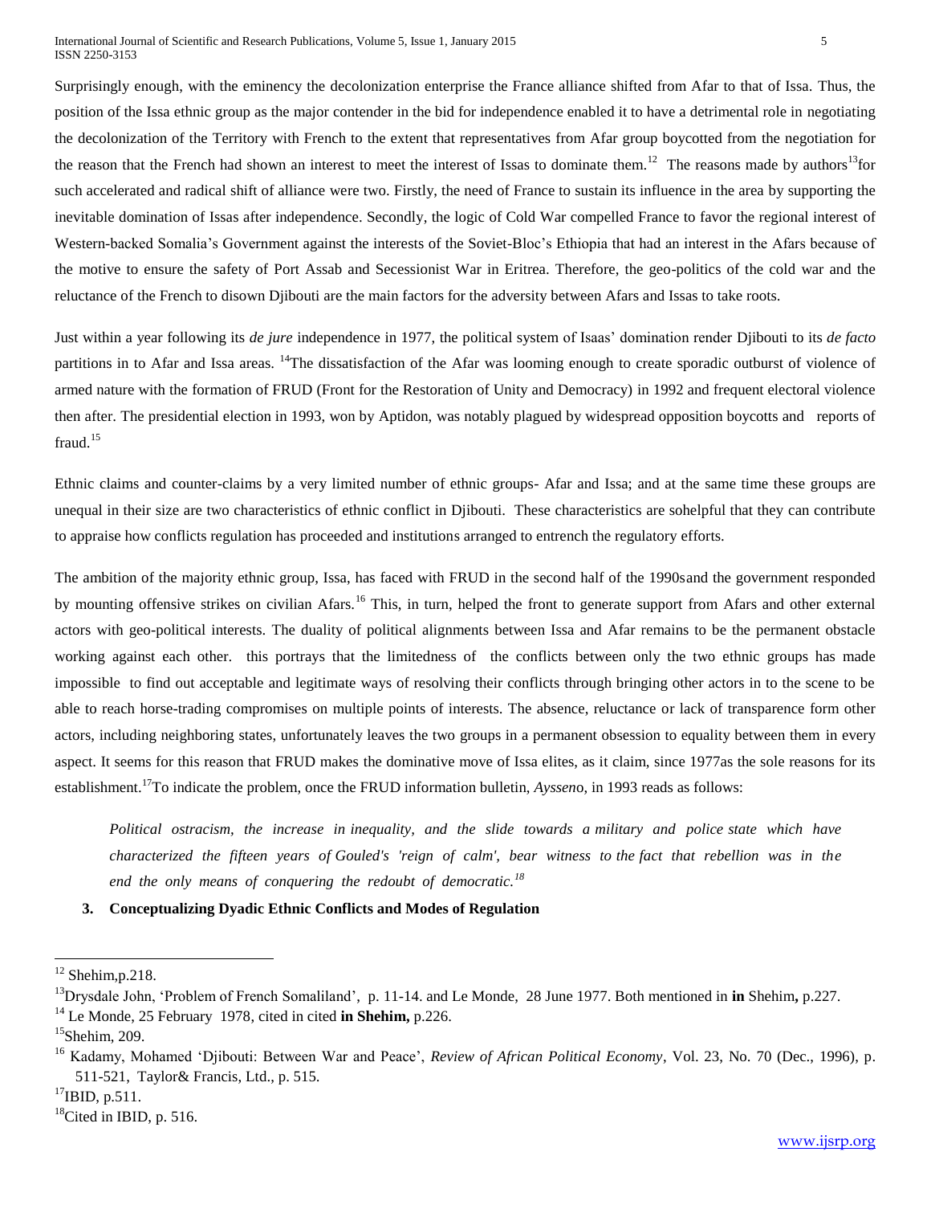Surprisingly enough, with the eminency the decolonization enterprise the France alliance shifted from Afar to that of Issa. Thus, the position of the Issa ethnic group as the major contender in the bid for independence enabled it to have a detrimental role in negotiating the decolonization of the Territory with French to the extent that representatives from Afar group boycotted from the negotiation for the reason that the French had shown an interest to meet the interest of Issas to dominate them.[12] The reasons made by authors[13]for such accelerated and radical shift of alliance were two. Firstly, the need of France to sustain its influence in the area by supporting the inevitable domination of Issas after independence. Secondly, the logic of Cold War compelled France to favor the regional interest of Western-backed Somalia's Government against the interests of the Soviet-Bloc's Ethiopia that had an interest in the Afars because of the motive to ensure the safety of Port Assab and Secessionist War in Eritrea. Therefore, the geo-politics of the cold war and the reluctance of the French to disown Djibouti are the main factors for the adversity between Afars and Issas to take roots.

Just within a year following its *de jure* independence in 1977, the political system of Isaas' domination render Djibouti to its *de facto* partitions in to Afar and Issa areas. [14]The dissatisfaction of the Afar was looming enough to create sporadic outburst of violence of armed nature with the formation of FRUD (Front for the Restoration of Unity and Democracy) in 1992 and frequent electoral violence then after. The presidential election in 1993, won by Aptidon, was notably plagued by widespread opposition boycotts and reports of fraud.[15]

Ethnic claims and counter-claims by a very limited number of ethnic groups- Afar and Issa; and at the same time these groups are unequal in their size are two characteristics of ethnic conflict in Djibouti. These characteristics are sohelpful that they can contribute to appraise how conflicts regulation has proceeded and institutions arranged to entrench the regulatory efforts.

The ambition of the majority ethnic group, Issa, has faced with FRUD in the second half of the 1990sand the government responded by mounting offensive strikes on civilian Afars.[16] This, in turn, helped the front to generate support from Afars and other external actors with geo-political interests. The duality of political alignments between Issa and Afar remains to be the permanent obstacle working against each other. this portrays that the limitedness of the conflicts between only the two ethnic groups has made impossible to find out acceptable and legitimate ways of resolving their conflicts through bringing other actors in to the scene to be able to reach horse-trading compromises on multiple points of interests. The absence, reluctance or lack of transparence form other actors, including neighboring states, unfortunately leaves the two groups in a permanent obsession to equality between them in every aspect. It seems for this reason that FRUD makes the dominative move of Issa elites, as it claim, since 1977as the sole reasons for its establishment.[17]To indicate the problem, once the FRUD information bulletin, *Ayssen*o, in 1993 reads as follows:

> *Political ostracism, the increase in inequality, and the slide towards a military and police state which have characterized the fifteen years of Gouled's 'reign of calm', bear witness to the fact that rebellion was in the end the only means of conquering the redoubt of democratic.*[18]

### 3. Conceptualizing Dyadic Ethnic Conflicts and Modes of Regulation

---

[12] Shehim,p.218.

[13] Drysdale John, 'Problem of French Somaliland', p. 11-14. and Le Monde, 28 June 1977. Both mentioned in **in** Shehim**,** p.227.

[14] Le Monde, 25 February 1978, cited in cited **in Shehim,** p.226.

[15] Shehim, 209.

[16] Kadamy, Mohamed 'Djibouti: Between War and Peace', *Review of African Political Economy*, Vol. 23, No. 70 (Dec., 1996), p. 511-521, Taylor& Francis, Ltd., p. 515.

[17] IBID, p.511.

[18] Cited in IBID, p. 516.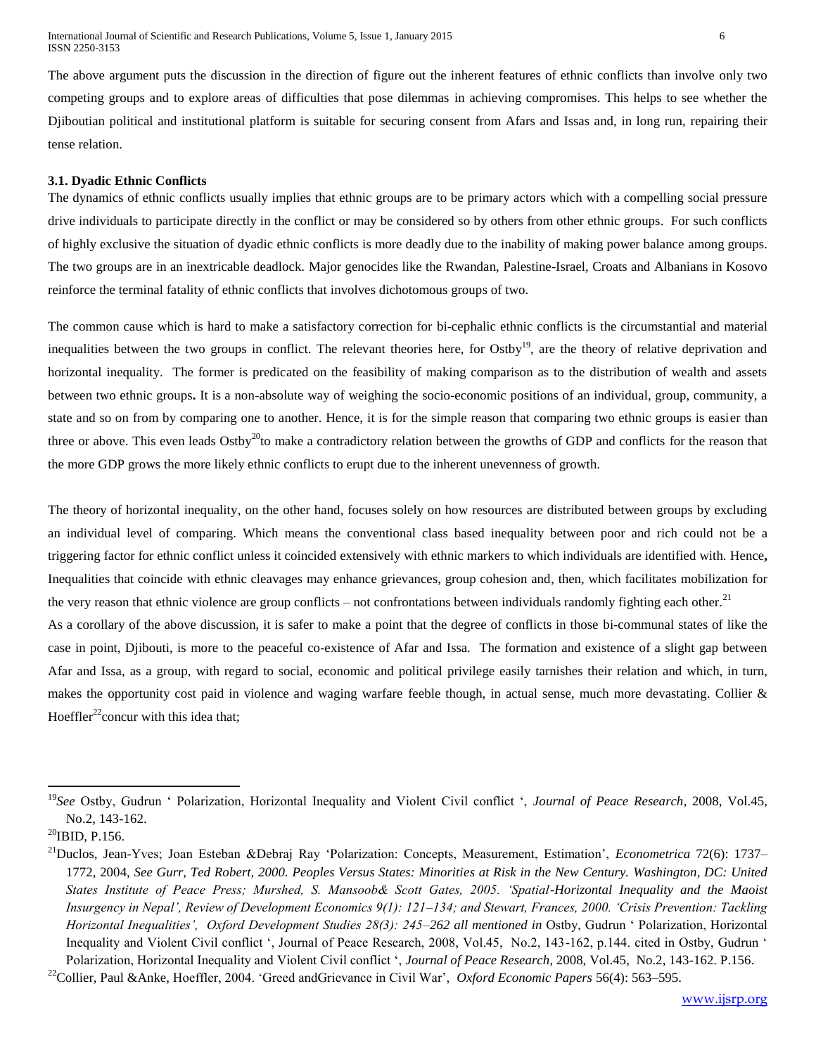The above argument puts the discussion in the direction of figure out the inherent features of ethnic conflicts than involve only two competing groups and to explore areas of difficulties that pose dilemmas in achieving compromises. This helps to see whether the Djiboutian political and institutional platform is suitable for securing consent from Afars and Issas and, in long run, repairing their tense relation.

### 3.1. Dyadic Ethnic Conflicts

The dynamics of ethnic conflicts usually implies that ethnic groups are to be primary actors which with a compelling social pressure drive individuals to participate directly in the conflict or may be considered so by others from other ethnic groups. For such conflicts of highly exclusive the situation of dyadic ethnic conflicts is more deadly due to the inability of making power balance among groups. The two groups are in an inextricable deadlock. Major genocides like the Rwandan, Palestine-Israel, Croats and Albanians in Kosovo reinforce the terminal fatality of ethnic conflicts that involves dichotomous groups of two.

The common cause which is hard to make a satisfactory correction for bi-cephalic ethnic conflicts is the circumstantial and material inequalities between the two groups in conflict. The relevant theories here, for Ostby[19], are the theory of relative deprivation and horizontal inequality. The former is predicated on the feasibility of making comparison as to the distribution of wealth and assets between two ethnic groups**.** It is a non-absolute way of weighing the socio-economic positions of an individual, group, community, a state and so on from by comparing one to another. Hence, it is for the simple reason that comparing two ethnic groups is easier than three or above. This even leads Ostby[20]to make a contradictory relation between the growths of GDP and conflicts for the reason that the more GDP grows the more likely ethnic conflicts to erupt due to the inherent unevenness of growth.

The theory of horizontal inequality, on the other hand, focuses solely on how resources are distributed between groups by excluding an individual level of comparing. Which means the conventional class based inequality between poor and rich could not be a triggering factor for ethnic conflict unless it coincided extensively with ethnic markers to which individuals are identified with. Hence**,** Inequalities that coincide with ethnic cleavages may enhance grievances, group cohesion and, then, which facilitates mobilization for the very reason that ethnic violence are group conflicts – not confrontations between individuals randomly fighting each other.[21]

As a corollary of the above discussion, it is safer to make a point that the degree of conflicts in those bi-communal states of like the case in point, Djibouti, is more to the peaceful co-existence of Afar and Issa. The formation and existence of a slight gap between Afar and Issa, as a group, with regard to social, economic and political privilege easily tarnishes their relation and which, in turn, makes the opportunity cost paid in violence and waging warfare feeble though, in actual sense, much more devastating. Collier & Hoeffler[22]concur with this idea that;

---

[19]*See* Ostby, Gudrun ' Polarization, Horizontal Inequality and Violent Civil conflict ', *Journal of Peace Research*, 2008, Vol.45, No.2, 143-162.

[20]IBID, P.156.

[21]Duclos, Jean-Yves; Joan Esteban &Debraj Ray 'Polarization: Concepts, Measurement, Estimation', *Econometrica* 72(6): 1737–1772, 2004, *See Gurr, Ted Robert, 2000. Peoples Versus States: Minorities at Risk in the New Century. Washington, DC: United States Institute of Peace Press; Murshed, S. Mansoob& Scott Gates, 2005. 'Spatial-Horizontal Inequality and the Maoist Insurgency in Nepal', Review of Development Economics 9(1): 121–134; and Stewart, Frances, 2000. 'Crisis Prevention: Tackling Horizontal Inequalities', Oxford Development Studies 28(3): 245–262 all mentioned in* Ostby, Gudrun ' Polarization, Horizontal Inequality and Violent Civil conflict ', Journal of Peace Research, 2008, Vol.45, No.2, 143-162, p.144. cited in Ostby, Gudrun ' Polarization, Horizontal Inequality and Violent Civil conflict ', *Journal of Peace Research*, 2008, Vol.45, No.2, 143-162. P.156.

[22]Collier, Paul &Anke, Hoeffler, 2004. 'Greed andGrievance in Civil War', *Oxford Economic Papers* 56(4): 563–595.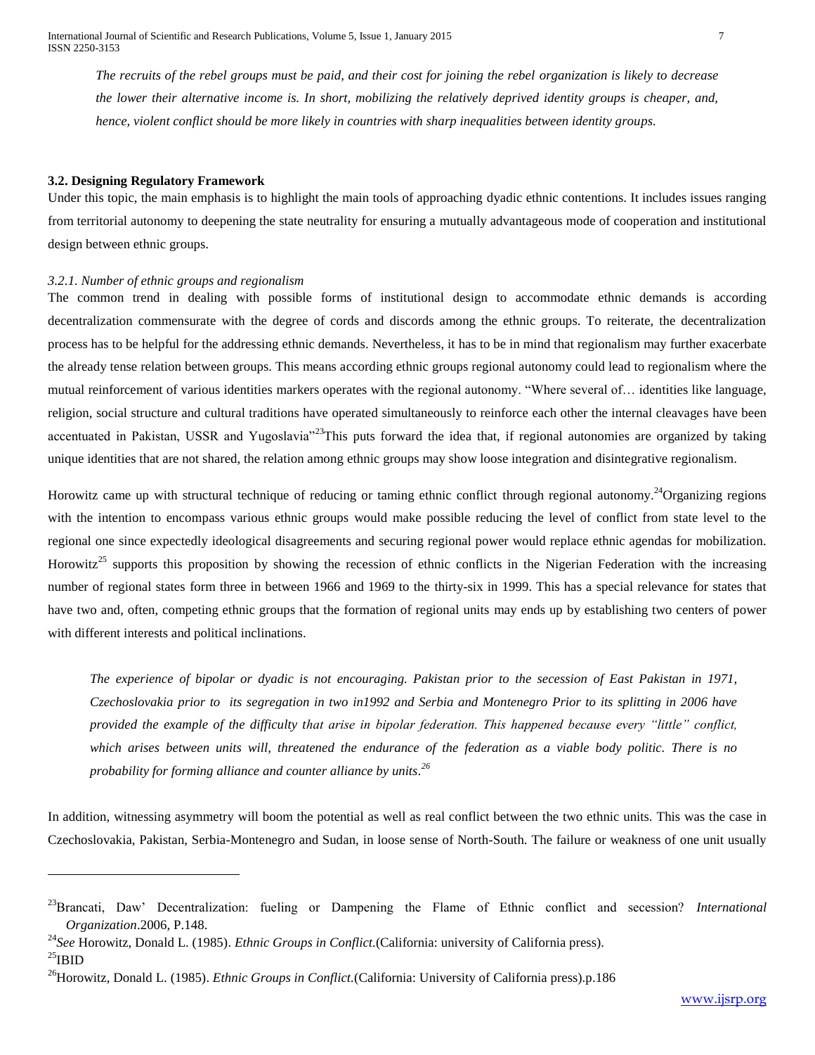*The recruits of the rebel groups must be paid, and their cost for joining the rebel organization is likely to decrease the lower their alternative income is. In short, mobilizing the relatively deprived identity groups is cheaper, and, hence, violent conflict should be more likely in countries with sharp inequalities between identity groups.*

### 3.2. Designing Regulatory Framework

Under this topic, the main emphasis is to highlight the main tools of approaching dyadic ethnic contentions. It includes issues ranging from territorial autonomy to deepening the state neutrality for ensuring a mutually advantageous mode of cooperation and institutional design between ethnic groups.

#### *3.2.1. Number of ethnic groups and regionalism*

The common trend in dealing with possible forms of institutional design to accommodate ethnic demands is according decentralization commensurate with the degree of cords and discords among the ethnic groups. To reiterate, the decentralization process has to be helpful for the addressing ethnic demands. Nevertheless, it has to be in mind that regionalism may further exacerbate the already tense relation between groups. This means according ethnic groups regional autonomy could lead to regionalism where the mutual reinforcement of various identities markers operates with the regional autonomy. "Where several of… identities like language, religion, social structure and cultural traditions have operated simultaneously to reinforce each other the internal cleavages have been accentuated in Pakistan, USSR and Yugoslavia"[23]This puts forward the idea that, if regional autonomies are organized by taking unique identities that are not shared, the relation among ethnic groups may show loose integration and disintegrative regionalism.

Horowitz came up with structural technique of reducing or taming ethnic conflict through regional autonomy.[24]Organizing regions with the intention to encompass various ethnic groups would make possible reducing the level of conflict from state level to the regional one since expectedly ideological disagreements and securing regional power would replace ethnic agendas for mobilization. Horowitz[25] supports this proposition by showing the recession of ethnic conflicts in the Nigerian Federation with the increasing number of regional states form three in between 1966 and 1969 to the thirty-six in 1999. This has a special relevance for states that have two and, often, competing ethnic groups that the formation of regional units may ends up by establishing two centers of power with different interests and political inclinations.

*The experience of bipolar or dyadic is not encouraging. Pakistan prior to the secession of East Pakistan in 1971, Czechoslovakia prior to its segregation in two in1992 and Serbia and Montenegro Prior to its splitting in 2006 have provided the example of the difficulty that arise in bipolar federation. This happened because every "little" conflict, which arises between units will, threatened the endurance of the federation as a viable body politic. There is no probability for forming alliance and counter alliance by units.*[26]

In addition, witnessing asymmetry will boom the potential as well as real conflict between the two ethnic units. This was the case in Czechoslovakia, Pakistan, Serbia-Montenegro and Sudan, in loose sense of North-South. The failure or weakness of one unit usually

---

[23]Brancati, Daw' Decentralization: fueling or Dampening the Flame of Ethnic conflict and secession? *International Organization*.2006, P.148.

[24]*See* Horowitz, Donald L. (1985). *Ethnic Groups in Conflict.*(California: university of California press).

[25]IBID

[26]Horowitz, Donald L. (1985). *Ethnic Groups in Conflict.*(California: University of California press).p.186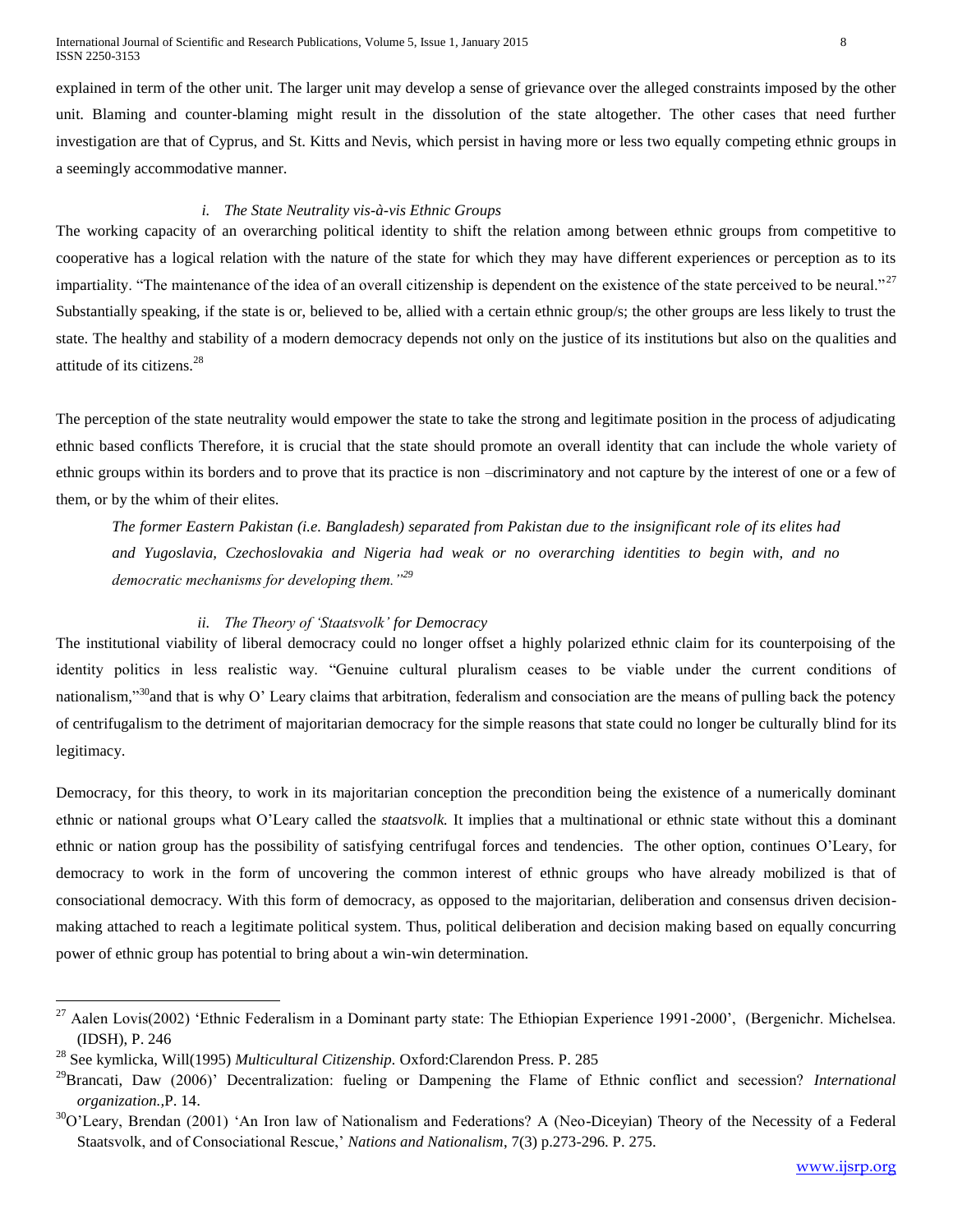explained in term of the other unit. The larger unit may develop a sense of grievance over the alleged constraints imposed by the other unit. Blaming and counter-blaming might result in the dissolution of the state altogether. The other cases that need further investigation are that of Cyprus, and St. Kitts and Nevis, which persist in having more or less two equally competing ethnic groups in a seemingly accommodative manner.

### *i. The State Neutrality vis-à-vis Ethnic Groups*

The working capacity of an overarching political identity to shift the relation among between ethnic groups from competitive to cooperative has a logical relation with the nature of the state for which they may have different experiences or perception as to its impartiality. "The maintenance of the idea of an overall citizenship is dependent on the existence of the state perceived to be neural."[27] Substantially speaking, if the state is or, believed to be, allied with a certain ethnic group/s; the other groups are less likely to trust the state. The healthy and stability of a modern democracy depends not only on the justice of its institutions but also on the qualities and attitude of its citizens.[28]

The perception of the state neutrality would empower the state to take the strong and legitimate position in the process of adjudicating ethnic based conflicts Therefore, it is crucial that the state should promote an overall identity that can include the whole variety of ethnic groups within its borders and to prove that its practice is non –discriminatory and not capture by the interest of one or a few of them, or by the whim of their elites.

> *The former Eastern Pakistan (i.e. Bangladesh) separated from Pakistan due to the insignificant role of its elites had and Yugoslavia, Czechoslovakia and Nigeria had weak or no overarching identities to begin with, and no democratic mechanisms for developing them."*[29]

### *ii. The Theory of 'Staatsvolk' for Democracy*

The institutional viability of liberal democracy could no longer offset a highly polarized ethnic claim for its counterpoising of the identity politics in less realistic way. "Genuine cultural pluralism ceases to be viable under the current conditions of nationalism,"[30]and that is why O' Leary claims that arbitration, federalism and consociation are the means of pulling back the potency of centrifugalism to the detriment of majoritarian democracy for the simple reasons that state could no longer be culturally blind for its legitimacy.

Democracy, for this theory, to work in its majoritarian conception the precondition being the existence of a numerically dominant ethnic or national groups what O'Leary called the *staatsvolk.* It implies that a multinational or ethnic state without this a dominant ethnic or nation group has the possibility of satisfying centrifugal forces and tendencies. The other option, continues O'Leary, for democracy to work in the form of uncovering the common interest of ethnic groups who have already mobilized is that of consociational democracy. With this form of democracy, as opposed to the majoritarian, deliberation and consensus driven decision-making attached to reach a legitimate political system. Thus, political deliberation and decision making based on equally concurring power of ethnic group has potential to bring about a win-win determination.

---

[27] Aalen Lovis(2002) 'Ethnic Federalism in a Dominant party state: The Ethiopian Experience 1991-2000', (Bergenichr. Michelsea. (IDSH), P. 246

[28] See kymlicka, Will(1995) *Multicultural Citizenship*. Oxford:Clarendon Press. P. 285

[29]Brancati, Daw (2006)' Decentralization: fueling or Dampening the Flame of Ethnic conflict and secession? *International organization.*,P. 14.

[30]O'Leary, Brendan (2001) 'An Iron law of Nationalism and Federations? A (Neo-Diceyian) Theory of the Necessity of a Federal Staatsvolk, and of Consociational Rescue,' *Nations and Nationalism*, 7(3) p.273-296. P. 275.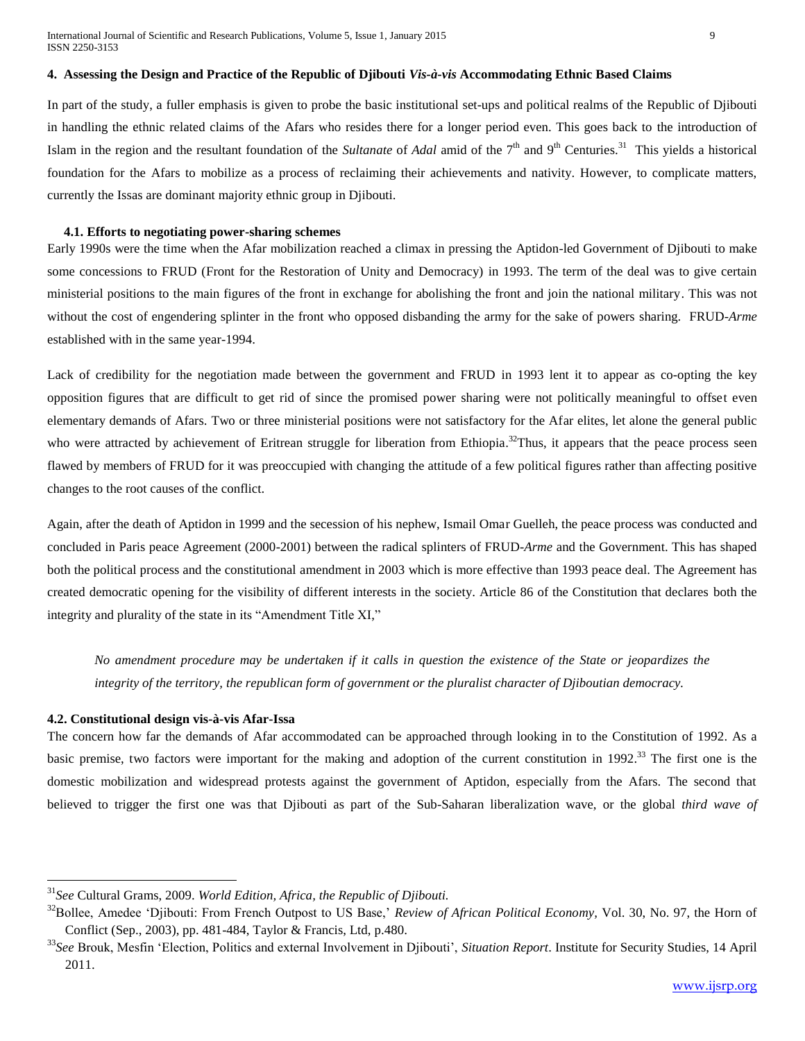## 4. Assessing the Design and Practice of the Republic of Djibouti *Vis-à-vis* Accommodating Ethnic Based Claims

In part of the study, a fuller emphasis is given to probe the basic institutional set-ups and political realms of the Republic of Djibouti in handling the ethnic related claims of the Afars who resides there for a longer period even. This goes back to the introduction of Islam in the region and the resultant foundation of the *Sultanate* of *Adal* amid of the 7th and 9th Centuries.[31] This yields a historical foundation for the Afars to mobilize as a process of reclaiming their achievements and nativity. However, to complicate matters, currently the Issas are dominant majority ethnic group in Djibouti.

### 4.1. Efforts to negotiating power-sharing schemes

Early 1990s were the time when the Afar mobilization reached a climax in pressing the Aptidon-led Government of Djibouti to make some concessions to FRUD (Front for the Restoration of Unity and Democracy) in 1993. The term of the deal was to give certain ministerial positions to the main figures of the front in exchange for abolishing the front and join the national military. This was not without the cost of engendering splinter in the front who opposed disbanding the army for the sake of powers sharing. FRUD-*Arme* established with in the same year-1994.

Lack of credibility for the negotiation made between the government and FRUD in 1993 lent it to appear as co-opting the key opposition figures that are difficult to get rid of since the promised power sharing were not politically meaningful to offset even elementary demands of Afars. Two or three ministerial positions were not satisfactory for the Afar elites, let alone the general public who were attracted by achievement of Eritrean struggle for liberation from Ethiopia.[32]Thus, it appears that the peace process seen flawed by members of FRUD for it was preoccupied with changing the attitude of a few political figures rather than affecting positive changes to the root causes of the conflict.

Again, after the death of Aptidon in 1999 and the secession of his nephew, Ismail Omar Guelleh, the peace process was conducted and concluded in Paris peace Agreement (2000-2001) between the radical splinters of FRUD-*Arme* and the Government. This has shaped both the political process and the constitutional amendment in 2003 which is more effective than 1993 peace deal. The Agreement has created democratic opening for the visibility of different interests in the society. Article 86 of the Constitution that declares both the integrity and plurality of the state in its "Amendment Title XI,"

> *No amendment procedure may be undertaken if it calls in question the existence of the State or jeopardizes the integrity of the territory, the republican form of government or the pluralist character of Djiboutian democracy.*

### 4.2. Constitutional design vis-à-vis Afar-Issa

The concern how far the demands of Afar accommodated can be approached through looking in to the Constitution of 1992. As a basic premise, two factors were important for the making and adoption of the current constitution in 1992.[33] The first one is the domestic mobilization and widespread protests against the government of Aptidon, especially from the Afars. The second that believed to trigger the first one was that Djibouti as part of the Sub-Saharan liberalization wave, or the global *third wave of*

---

[31] *See* Cultural Grams, 2009. *World Edition, Africa, the Republic of Djibouti.*

[32] Bollee, Amedee 'Djibouti: From French Outpost to US Base,' *Review of African Political Economy*, Vol. 30, No. 97, the Horn of Conflict (Sep., 2003), pp. 481-484, Taylor & Francis, Ltd, p.480.

[33] *See* Brouk, Mesfin 'Election, Politics and external Involvement in Djibouti', *Situation Report*. Institute for Security Studies, 14 April 2011.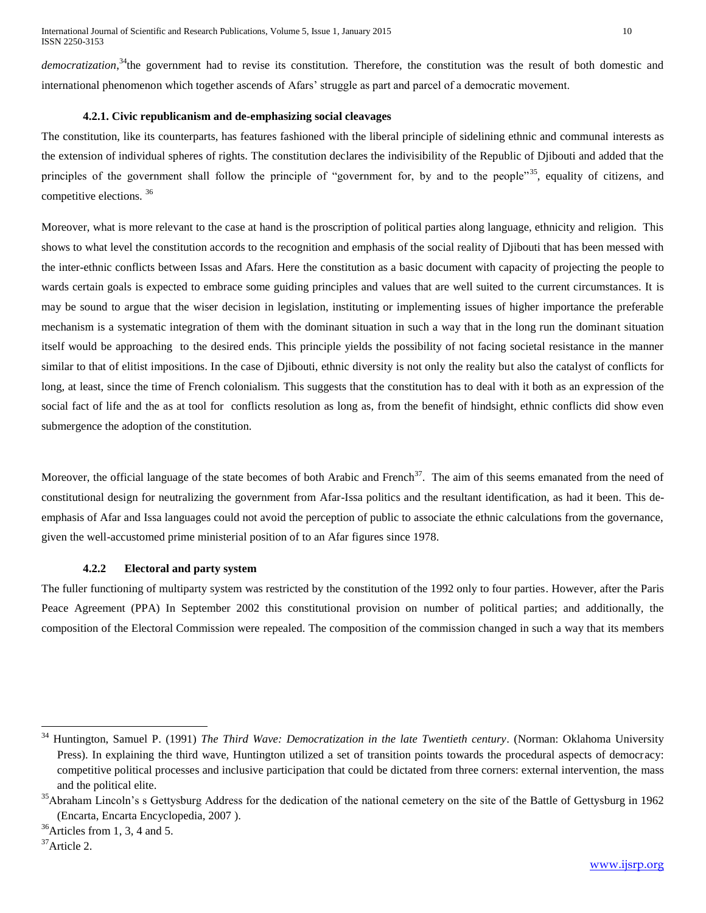*democratization*,[34]the government had to revise its constitution. Therefore, the constitution was the result of both domestic and international phenomenon which together ascends of Afars' struggle as part and parcel of a democratic movement.

#### 4.2.1. Civic republicanism and de-emphasizing social cleavages

The constitution, like its counterparts, has features fashioned with the liberal principle of sidelining ethnic and communal interests as the extension of individual spheres of rights. The constitution declares the indivisibility of the Republic of Djibouti and added that the principles of the government shall follow the principle of "government for, by and to the people"[35], equality of citizens, and competitive elections. [36]

Moreover, what is more relevant to the case at hand is the proscription of political parties along language, ethnicity and religion. This shows to what level the constitution accords to the recognition and emphasis of the social reality of Djibouti that has been messed with the inter-ethnic conflicts between Issas and Afars. Here the constitution as a basic document with capacity of projecting the people to wards certain goals is expected to embrace some guiding principles and values that are well suited to the current circumstances. It is may be sound to argue that the wiser decision in legislation, instituting or implementing issues of higher importance the preferable mechanism is a systematic integration of them with the dominant situation in such a way that in the long run the dominant situation itself would be approaching to the desired ends. This principle yields the possibility of not facing societal resistance in the manner similar to that of elitist impositions. In the case of Djibouti, ethnic diversity is not only the reality but also the catalyst of conflicts for long, at least, since the time of French colonialism. This suggests that the constitution has to deal with it both as an expression of the social fact of life and the as at tool for conflicts resolution as long as, from the benefit of hindsight, ethnic conflicts did show even submergence the adoption of the constitution.

Moreover, the official language of the state becomes of both Arabic and French[37]. The aim of this seems emanated from the need of constitutional design for neutralizing the government from Afar-Issa politics and the resultant identification, as had it been. This de-emphasis of Afar and Issa languages could not avoid the perception of public to associate the ethnic calculations from the governance, given the well-accustomed prime ministerial position of to an Afar figures since 1978.

#### 4.2.2 Electoral and party system

The fuller functioning of multiparty system was restricted by the constitution of the 1992 only to four parties. However, after the Paris Peace Agreement (PPA) In September 2002 this constitutional provision on number of political parties; and additionally, the composition of the Electoral Commission were repealed. The composition of the commission changed in such a way that its members

---

[34] Huntington, Samuel P. (1991) *The Third Wave: Democratization in the late Twentieth century*. (Norman: Oklahoma University Press). In explaining the third wave, Huntington utilized a set of transition points towards the procedural aspects of democracy: competitive political processes and inclusive participation that could be dictated from three corners: external intervention, the mass and the political elite.

[35] Abraham Lincoln's s Gettysburg Address for the dedication of the national cemetery on the site of the Battle of Gettysburg in 1962 (Encarta, Encarta Encyclopedia, 2007 ).

[36] Articles from 1, 3, 4 and 5.

[37] Article 2.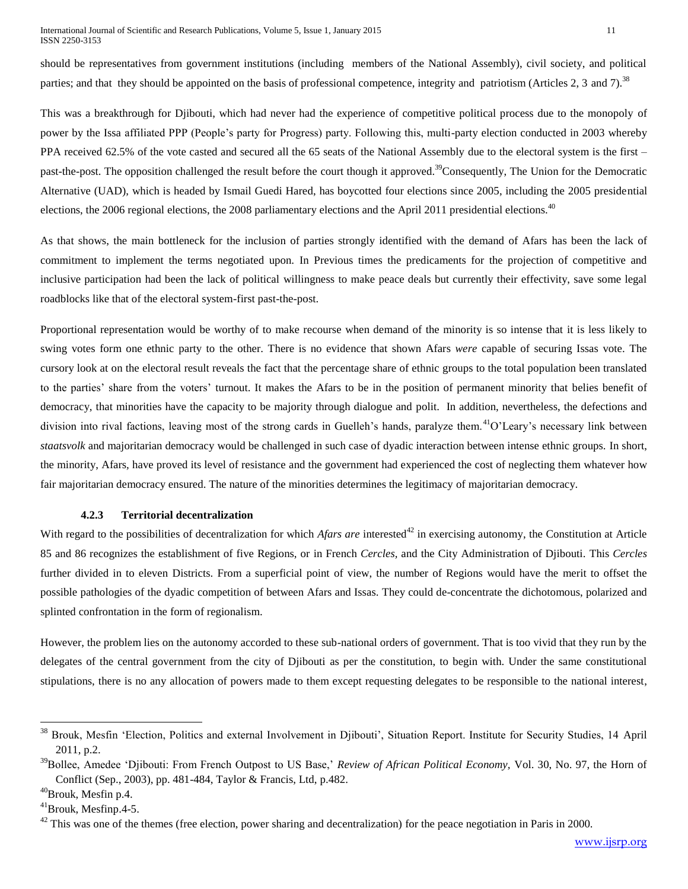should be representatives from government institutions (including members of the National Assembly), civil society, and political parties; and that they should be appointed on the basis of professional competence, integrity and patriotism (Articles 2, 3 and 7).[38]

This was a breakthrough for Djibouti, which had never had the experience of competitive political process due to the monopoly of power by the Issa affiliated PPP (People's party for Progress) party. Following this, multi-party election conducted in 2003 whereby PPA received 62.5% of the vote casted and secured all the 65 seats of the National Assembly due to the electoral system is the first –past-the-post. The opposition challenged the result before the court though it approved.[39]Consequently, The Union for the Democratic Alternative (UAD), which is headed by Ismail Guedi Hared, has boycotted four elections since 2005, including the 2005 presidential elections, the 2006 regional elections, the 2008 parliamentary elections and the April 2011 presidential elections.[40]

As that shows, the main bottleneck for the inclusion of parties strongly identified with the demand of Afars has been the lack of commitment to implement the terms negotiated upon. In Previous times the predicaments for the projection of competitive and inclusive participation had been the lack of political willingness to make peace deals but currently their effectivity, save some legal roadblocks like that of the electoral system-first past-the-post.

Proportional representation would be worthy of to make recourse when demand of the minority is so intense that it is less likely to swing votes form one ethnic party to the other. There is no evidence that shown Afars *were* capable of securing Issas vote. The cursory look at on the electoral result reveals the fact that the percentage share of ethnic groups to the total population been translated to the parties' share from the voters' turnout. It makes the Afars to be in the position of permanent minority that belies benefit of democracy, that minorities have the capacity to be majority through dialogue and polit. In addition, nevertheless, the defections and division into rival factions, leaving most of the strong cards in Guelleh's hands, paralyze them.[41]O'Leary's necessary link between *staatsvolk* and majoritarian democracy would be challenged in such case of dyadic interaction between intense ethnic groups. In short, the minority, Afars, have proved its level of resistance and the government had experienced the cost of neglecting them whatever how fair majoritarian democracy ensured. The nature of the minorities determines the legitimacy of majoritarian democracy.

#### 4.2.3 Territorial decentralization

With regard to the possibilities of decentralization for which *Afars are* interested[42] in exercising autonomy, the Constitution at Article 85 and 86 recognizes the establishment of five Regions, or in French *Cercles*, and the City Administration of Djibouti. This *Cercles* further divided in to eleven Districts. From a superficial point of view, the number of Regions would have the merit to offset the possible pathologies of the dyadic competition of between Afars and Issas. They could de-concentrate the dichotomous, polarized and splinted confrontation in the form of regionalism.

However, the problem lies on the autonomy accorded to these sub-national orders of government. That is too vivid that they run by the delegates of the central government from the city of Djibouti as per the constitution, to begin with. Under the same constitutional stipulations, there is no any allocation of powers made to them except requesting delegates to be responsible to the national interest,

---

[38] Brouk, Mesfin 'Election, Politics and external Involvement in Djibouti', Situation Report. Institute for Security Studies, 14 April 2011, p.2.

[39] Bollee, Amedee 'Djibouti: From French Outpost to US Base,' *Review of African Political Economy,* Vol. 30, No. 97, the Horn of Conflict (Sep., 2003), pp. 481-484, Taylor & Francis, Ltd, p.482.

[40] Brouk, Mesfin p.4.

[41] Brouk, Mesfinp.4-5.

[42] This was one of the themes (free election, power sharing and decentralization) for the peace negotiation in Paris in 2000.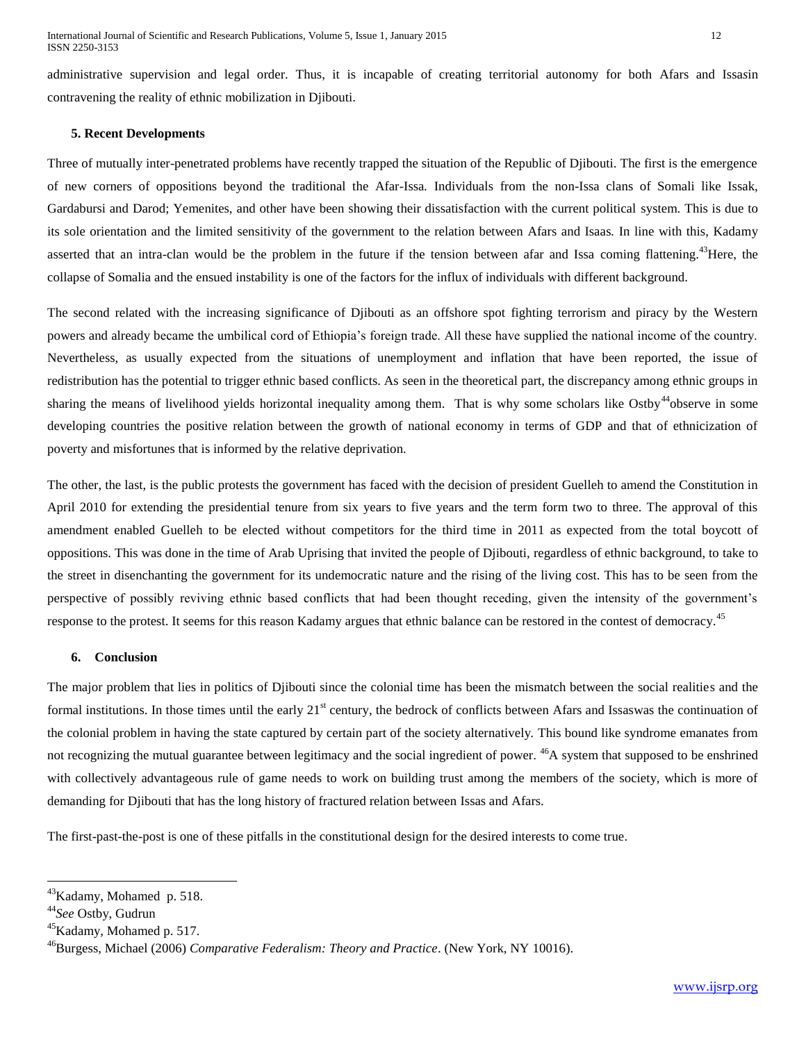administrative supervision and legal order. Thus, it is incapable of creating territorial autonomy for both Afars and Issasin contravening the reality of ethnic mobilization in Djibouti.

### 5. Recent Developments

Three of mutually inter-penetrated problems have recently trapped the situation of the Republic of Djibouti. The first is the emergence of new corners of oppositions beyond the traditional the Afar-Issa. Individuals from the non-Issa clans of Somali like Issak, Gardabursi and Darod; Yemenites, and other have been showing their dissatisfaction with the current political system. This is due to its sole orientation and the limited sensitivity of the government to the relation between Afars and Isaas. In line with this, Kadamy asserted that an intra-clan would be the problem in the future if the tension between afar and Issa coming flattening.[43]Here, the collapse of Somalia and the ensued instability is one of the factors for the influx of individuals with different background.

The second related with the increasing significance of Djibouti as an offshore spot fighting terrorism and piracy by the Western powers and already became the umbilical cord of Ethiopia's foreign trade. All these have supplied the national income of the country. Nevertheless, as usually expected from the situations of unemployment and inflation that have been reported, the issue of redistribution has the potential to trigger ethnic based conflicts. As seen in the theoretical part, the discrepancy among ethnic groups in sharing the means of livelihood yields horizontal inequality among them. That is why some scholars like Ostby[44]observe in some developing countries the positive relation between the growth of national economy in terms of GDP and that of ethnicization of poverty and misfortunes that is informed by the relative deprivation.

The other, the last, is the public protests the government has faced with the decision of president Guelleh to amend the Constitution in April 2010 for extending the presidential tenure from six years to five years and the term form two to three. The approval of this amendment enabled Guelleh to be elected without competitors for the third time in 2011 as expected from the total boycott of oppositions. This was done in the time of Arab Uprising that invited the people of Djibouti, regardless of ethnic background, to take to the street in disenchanting the government for its undemocratic nature and the rising of the living cost. This has to be seen from the perspective of possibly reviving ethnic based conflicts that had been thought receding, given the intensity of the government's response to the protest. It seems for this reason Kadamy argues that ethnic balance can be restored in the contest of democracy.[45]

### 6. Conclusion

The major problem that lies in politics of Djibouti since the colonial time has been the mismatch between the social realities and the formal institutions. In those times until the early 21st century, the bedrock of conflicts between Afars and Issaswas the continuation of the colonial problem in having the state captured by certain part of the society alternatively. This bound like syndrome emanates from not recognizing the mutual guarantee between legitimacy and the social ingredient of power. [46]A system that supposed to be enshrined with collectively advantageous rule of game needs to work on building trust among the members of the society, which is more of demanding for Djibouti that has the long history of fractured relation between Issas and Afars.

The first-past-the-post is one of these pitfalls in the constitutional design for the desired interests to come true.

---

[43] Kadamy, Mohamed p. 518.

[44] *See* Ostby, Gudrun

[45] Kadamy, Mohamed p. 517.

[46] Burgess, Michael (2006) *Comparative Federalism: Theory and Practice*. (New York, NY 10016).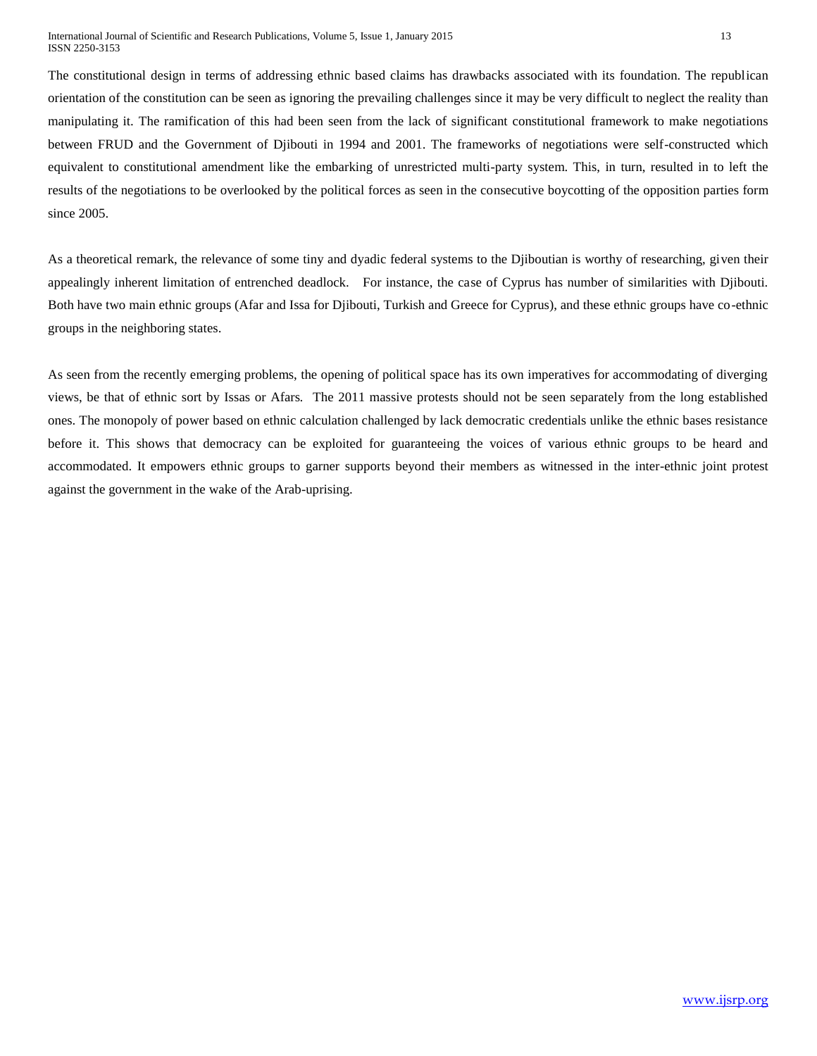The constitutional design in terms of addressing ethnic based claims has drawbacks associated with its foundation. The republican orientation of the constitution can be seen as ignoring the prevailing challenges since it may be very difficult to neglect the reality than manipulating it. The ramification of this had been seen from the lack of significant constitutional framework to make negotiations between FRUD and the Government of Djibouti in 1994 and 2001. The frameworks of negotiations were self-constructed which equivalent to constitutional amendment like the embarking of unrestricted multi-party system. This, in turn, resulted in to left the results of the negotiations to be overlooked by the political forces as seen in the consecutive boycotting of the opposition parties form since 2005.

As a theoretical remark, the relevance of some tiny and dyadic federal systems to the Djiboutian is worthy of researching, given their appealingly inherent limitation of entrenched deadlock. For instance, the case of Cyprus has number of similarities with Djibouti. Both have two main ethnic groups (Afar and Issa for Djibouti, Turkish and Greece for Cyprus), and these ethnic groups have co-ethnic groups in the neighboring states.

As seen from the recently emerging problems, the opening of political space has its own imperatives for accommodating of diverging views, be that of ethnic sort by Issas or Afars. The 2011 massive protests should not be seen separately from the long established ones. The monopoly of power based on ethnic calculation challenged by lack democratic credentials unlike the ethnic bases resistance before it. This shows that democracy can be exploited for guaranteeing the voices of various ethnic groups to be heard and accommodated. It empowers ethnic groups to garner supports beyond their members as witnessed in the inter-ethnic joint protest against the government in the wake of the Arab-uprising.